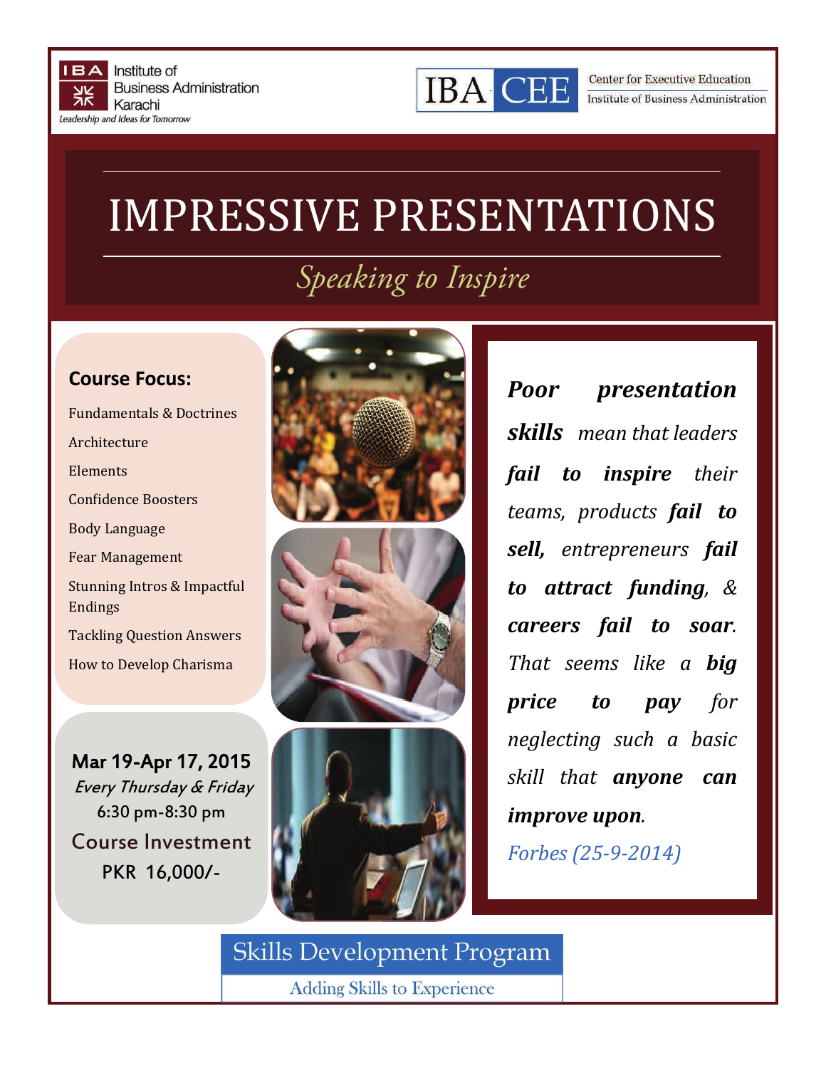IBA Institute of Business Administration Karachi
*Leadership and Ideas for Tomorrow*

IBA CEE — Center for Executive Education, Institute of Business Administration

# IMPRESSIVE PRESENTATIONS

*Speaking to Inspire*

## Course Focus:

- Fundamentals & Doctrines
- Architecture
- Elements
- Confidence Boosters
- Body Language
- Fear Management
- Stunning Intros & Impactful Endings
- Tackling Question Answers
- How to Develop Charisma

**Mar 19-Apr 17, 2015**
*Every Thursday & Friday*
6:30 pm-8:30 pm

Course Investment
PKR 16,000/-

***Poor presentation skills*** *mean that leaders* ***fail to inspire*** *their teams, products* ***fail to sell,*** *entrepreneurs* ***fail to attract funding****, &* ***careers fail to soar****. That seems like a* ***big price to pay*** *for neglecting such a basic skill that* ***anyone can improve upon****.*

*Forbes (25-9-2014)*

Skills Development Program
Adding Skills to Experience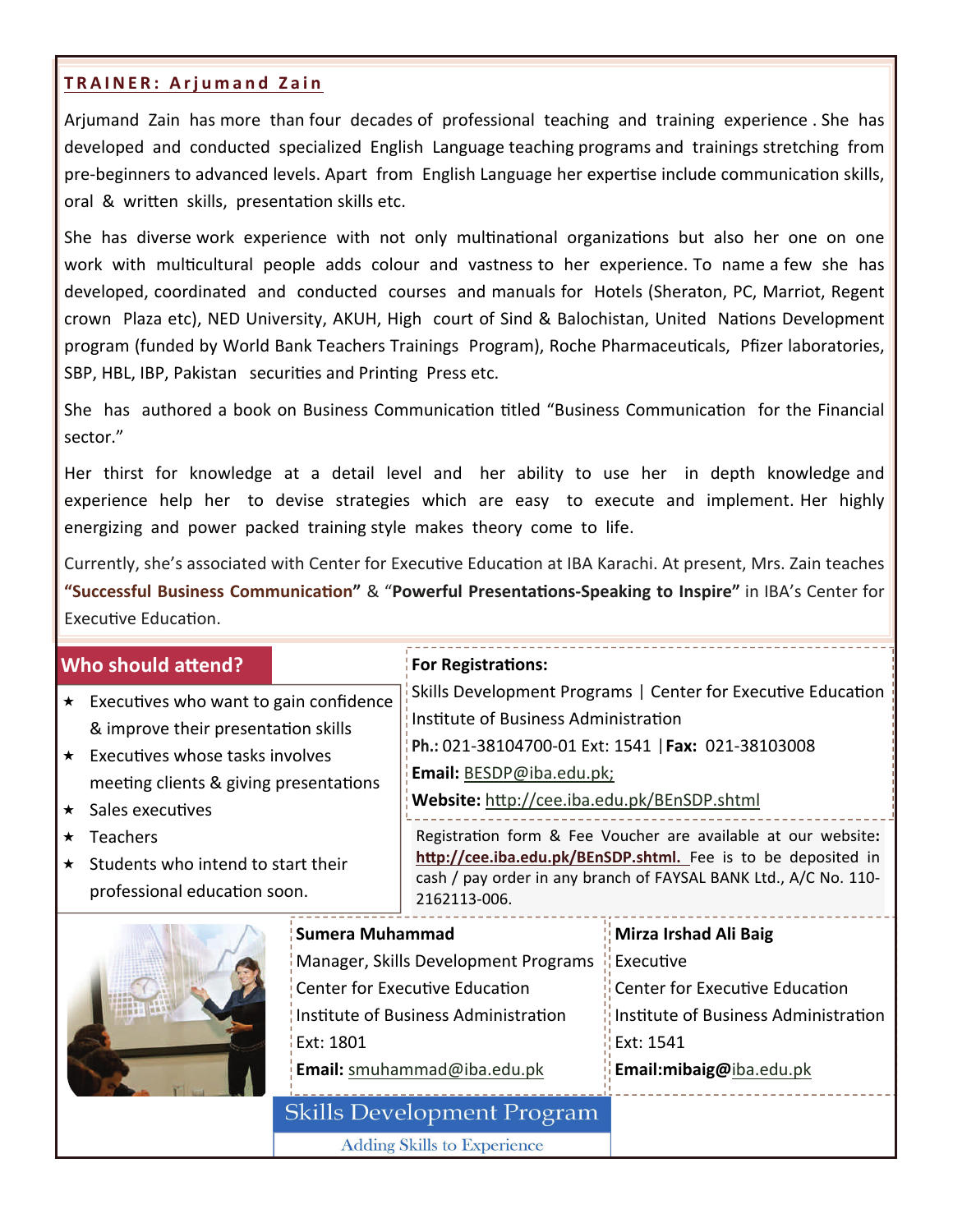## TRAINER: Arjumand Zain

Arjumand Zain has more than four decades of professional teaching and training experience . She has developed and conducted specialized English Language teaching programs and trainings stretching from pre-beginners to advanced levels. Apart from English Language her expertise include communication skills, oral & written skills, presentation skills etc.

She has diverse work experience with not only multinational organizations but also her one on one work with multicultural people adds colour and vastness to her experience. To name a few she has developed, coordinated and conducted courses and manuals for Hotels (Sheraton, PC, Marriot, Regent crown Plaza etc), NED University, AKUH, High court of Sind & Balochistan, United Nations Development program (funded by World Bank Teachers Trainings Program), Roche Pharmaceuticals, Pfizer laboratories, SBP, HBL, IBP, Pakistan securities and Printing Press etc.

She has authored a book on Business Communication titled "Business Communication for the Financial sector."

Her thirst for knowledge at a detail level and her ability to use her in depth knowledge and experience help her to devise strategies which are easy to execute and implement. Her highly energizing and power packed training style makes theory come to life.

Currently, she's associated with Center for Executive Education at IBA Karachi. At present, Mrs. Zain teaches **"Successful Business Communication"** & "**Powerful Presentations-Speaking to Inspire"** in IBA's Center for Executive Education.

## Who should attend?

- Executives who want to gain confidence & improve their presentation skills
- Executives whose tasks involves meeting clients & giving presentations
- Sales executives
- Teachers
- Students who intend to start their professional education soon.

**For Registrations:**

Skills Development Programs | Center for Executive Education
Institute of Business Administration
**Ph.:** 021-38104700-01 Ext: 1541 | **Fax:** 021-38103008
**Email:** BESDP@iba.edu.pk;
**Website:** http://cee.iba.edu.pk/BEnSDP.shtml

Registration form & Fee Voucher are available at our website: **http://cee.iba.edu.pk/BEnSDP.shtml.** Fee is to be deposited in cash / pay order in any branch of FAYSAL BANK Ltd., A/C No. 110-2162113-006.

**Sumera Muhammad**
Manager, Skills Development Programs
Center for Executive Education
Institute of Business Administration
Ext: 1801
**Email:** smuhammad@iba.edu.pk

**Mirza Irshad Ali Baig**
Executive
Center for Executive Education
Institute of Business Administration
Ext: 1541
**Email:mibaig@**iba.edu.pk

Skills Development Program
Adding Skills to Experience